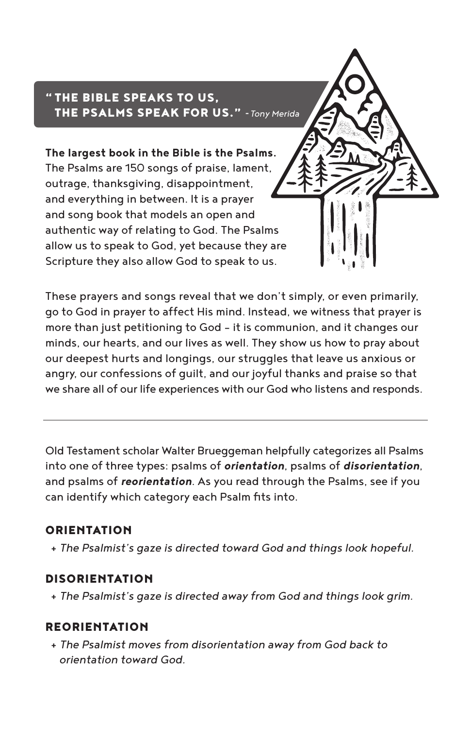> **"THE BIBLE SPEAKS TO US, THE PSALMS SPEAK FOR US."** - *Tony Merida*

**The largest book in the Bible is the Psalms.** The Psalms are 150 songs of praise, lament, outrage, thanksgiving, disappointment, and everything in between. It is a prayer and song book that models an open and authentic way of relating to God. The Psalms allow us to speak to God, yet because they are Scripture they also allow God to speak to us.

These prayers and songs reveal that we don't simply, or even primarily, go to God in prayer to affect His mind. Instead, we witness that prayer is more than just petitioning to God – it is communion, and it changes our minds, our hearts, and our lives as well. They show us how to pray about our deepest hurts and longings, our struggles that leave us anxious or angry, our confessions of guilt, and our joyful thanks and praise so that we share all of our life experiences with our God who listens and responds.

---

Old Testament scholar Walter Brueggeman helpfully categorizes all Psalms into one of three types: psalms of ***orientation***, psalms of ***disorientation***, and psalms of ***reorientation***. As you read through the Psalms, see if you can identify which category each Psalm fits into.

## ORIENTATION

+ *The Psalmist's gaze is directed toward God and things look hopeful.*

## DISORIENTATION

+ *The Psalmist's gaze is directed away from God and things look grim.*

## REORIENTATION

+ *The Psalmist moves from disorientation away from God back to orientation toward God.*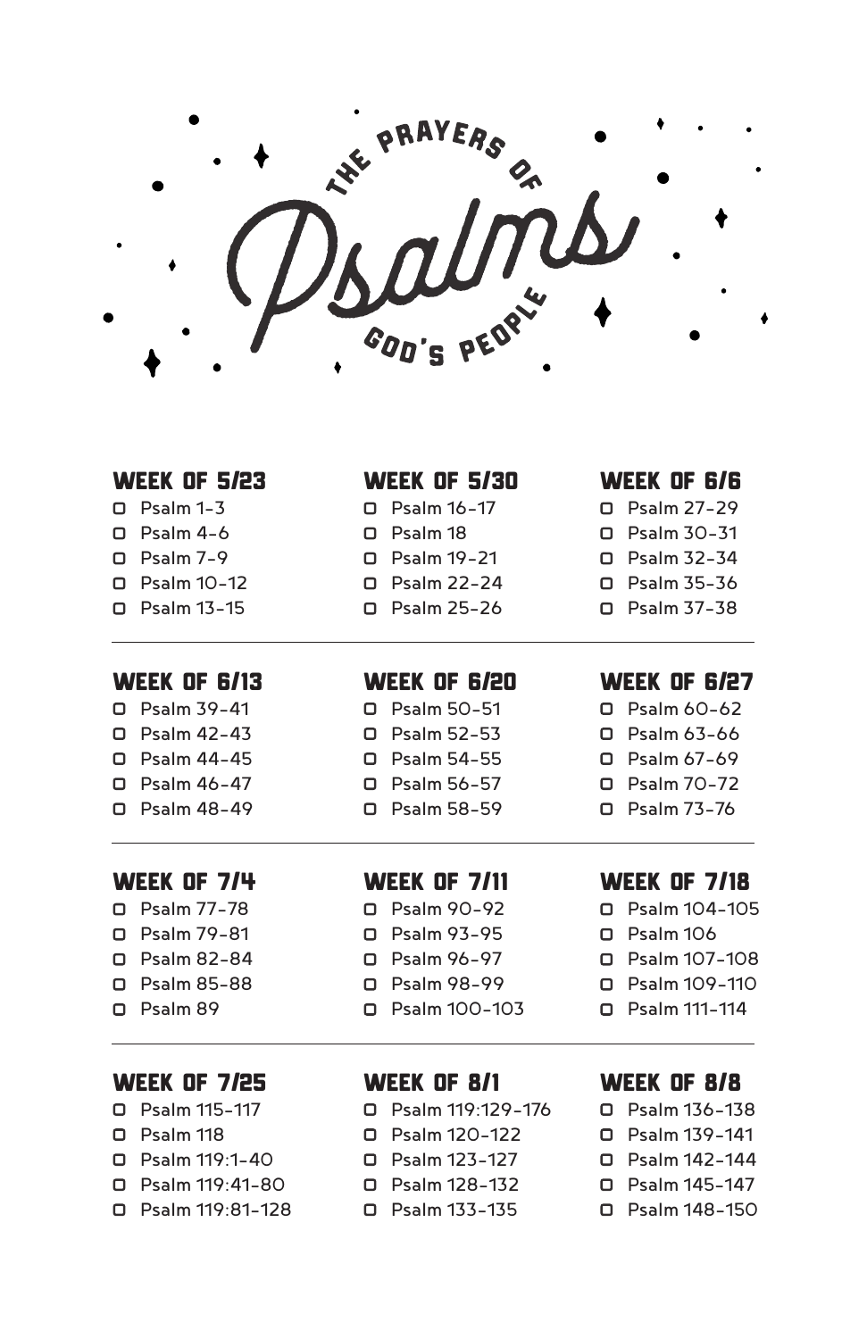# The Prayers of Psalms God's People

### WEEK OF 5/23

- Psalm 1-3
- Psalm 4-6
- Psalm 7-9
- Psalm 10-12
- Psalm 13-15

### WEEK OF 5/30

- Psalm 16-17
- Psalm 18
- Psalm 19-21
- Psalm 22-24
- Psalm 25-26

### WEEK OF 6/6

- Psalm 27-29
- Psalm 30-31
- Psalm 32-34
- Psalm 35-36
- Psalm 37-38

---

### WEEK OF 6/13

- Psalm 39-41
- Psalm 42-43
- Psalm 44-45
- Psalm 46-47
- Psalm 48-49

### WEEK OF 6/20

- Psalm 50-51
- Psalm 52-53
- Psalm 54-55
- Psalm 56-57
- Psalm 58-59

### WEEK OF 6/27

- Psalm 60-62
- Psalm 63-66
- Psalm 67-69
- Psalm 70-72
- Psalm 73-76

---

### WEEK OF 7/4

- Psalm 77-78
- Psalm 79-81
- Psalm 82-84
- Psalm 85-88
- Psalm 89

### WEEK OF 7/11

- Psalm 90-92
- Psalm 93-95
- Psalm 96-97
- Psalm 98-99
- Psalm 100-103

### WEEK OF 7/18

- Psalm 104-105
- Psalm 106
- Psalm 107-108
- Psalm 109-110
- Psalm 111-114

---

### WEEK OF 7/25

- Psalm 115-117
- Psalm 118
- Psalm 119:1-40
- Psalm 119:41-80
- Psalm 119:81-128

### WEEK OF 8/1

- Psalm 119:129-176
- Psalm 120-122
- Psalm 123-127
- Psalm 128-132
- Psalm 133-135

### WEEK OF 8/8

- Psalm 136-138
- Psalm 139-141
- Psalm 142-144
- Psalm 145-147
- Psalm 148-150